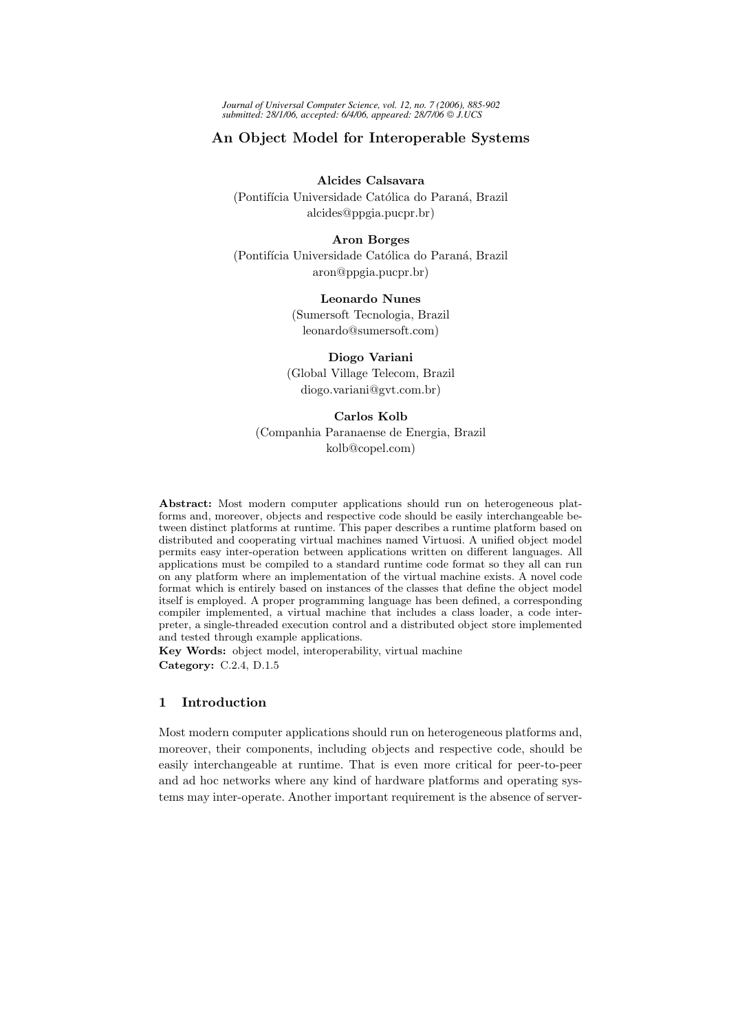# An Object Model for Interoperable Systems

**Alcides Calsavara**
(Pontifícia Universidade Católica do Paraná, Brazil
alcides@ppgia.pucpr.br)

**Aron Borges**
(Pontifícia Universidade Católica do Paraná, Brazil
aron@ppgia.pucpr.br)

**Leonardo Nunes**
(Sumersoft Tecnologia, Brazil
leonardo@sumersoft.com)

**Diogo Variani**
(Global Village Telecom, Brazil
diogo.variani@gvt.com.br)

**Carlos Kolb**
(Companhia Paranaense de Energia, Brazil
kolb@copel.com)

**Abstract:** Most modern computer applications should run on heterogeneous platforms and, moreover, objects and respective code should be easily interchangeable between distinct platforms at runtime. This paper describes a runtime platform based on distributed and cooperating virtual machines named Virtuosi. A unified object model permits easy inter-operation between applications written on different languages. All applications must be compiled to a standard runtime code format so they all can run on any platform where an implementation of the virtual machine exists. A novel code format which is entirely based on instances of the classes that define the object model itself is employed. A proper programming language has been defined, a corresponding compiler implemented, a virtual machine that includes a class loader, a code interpreter, a single-threaded execution control and a distributed object store implemented and tested through example applications.

**Key Words:** object model, interoperability, virtual machine

**Category:** C.2.4, D.1.5

## 1 Introduction

Most modern computer applications should run on heterogeneous platforms and, moreover, their components, including objects and respective code, should be easily interchangeable at runtime. That is even more critical for peer-to-peer and ad hoc networks where any kind of hardware platforms and operating systems may inter-operate. Another important requirement is the absence of server-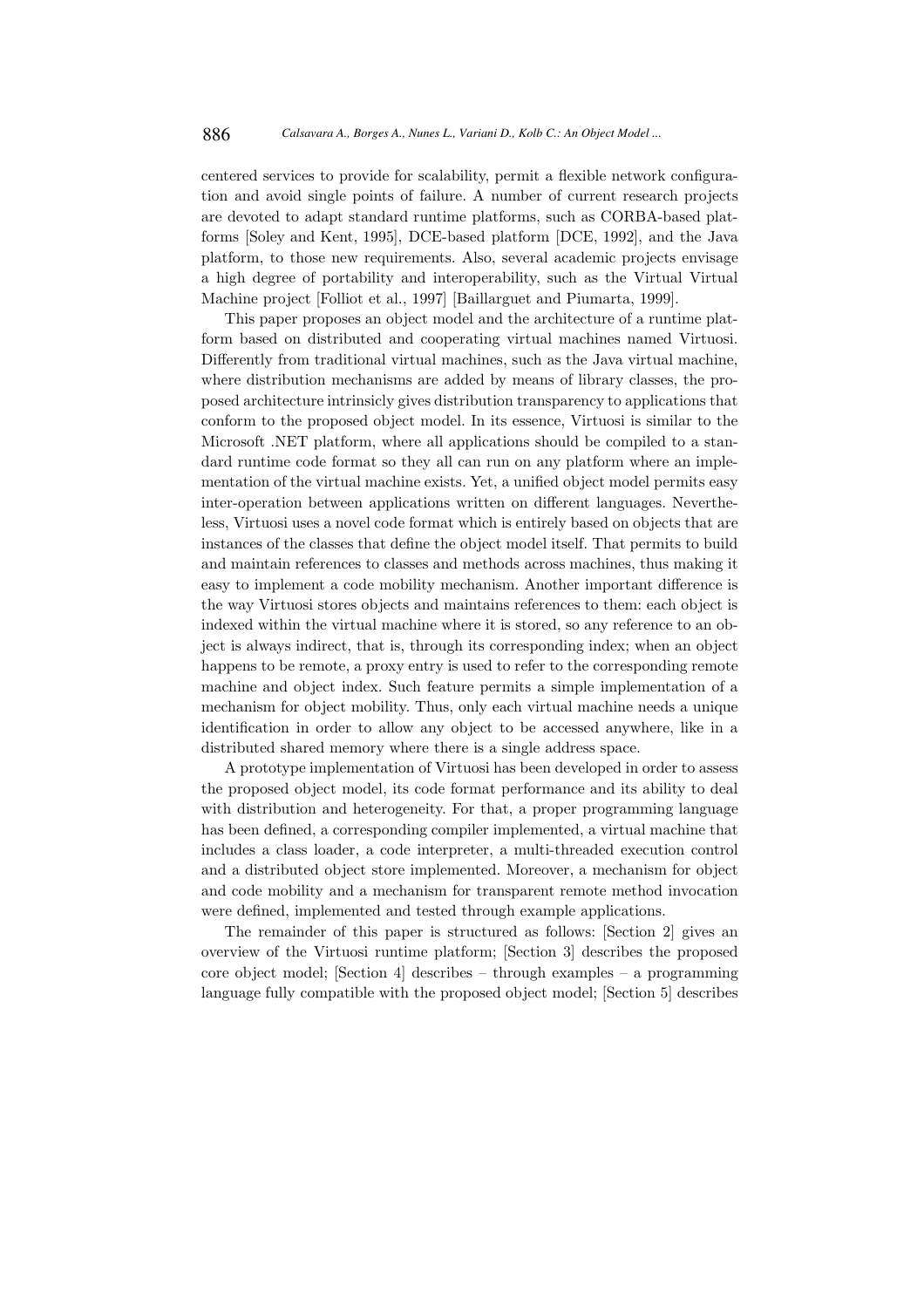centered services to provide for scalability, permit a flexible network configuration and avoid single points of failure. A number of current research projects are devoted to adapt standard runtime platforms, such as CORBA-based platforms [Soley and Kent, 1995], DCE-based platform [DCE, 1992], and the Java platform, to those new requirements. Also, several academic projects envisage a high degree of portability and interoperability, such as the Virtual Virtual Machine project [Folliot et al., 1997] [Baillarguet and Piumarta, 1999].

This paper proposes an object model and the architecture of a runtime platform based on distributed and cooperating virtual machines named Virtuosi. Differently from traditional virtual machines, such as the Java virtual machine, where distribution mechanisms are added by means of library classes, the proposed architecture intrinsicly gives distribution transparency to applications that conform to the proposed object model. In its essence, Virtuosi is similar to the Microsoft .NET platform, where all applications should be compiled to a standard runtime code format so they all can run on any platform where an implementation of the virtual machine exists. Yet, a unified object model permits easy inter-operation between applications written on different languages. Nevertheless, Virtuosi uses a novel code format which is entirely based on objects that are instances of the classes that define the object model itself. That permits to build and maintain references to classes and methods across machines, thus making it easy to implement a code mobility mechanism. Another important difference is the way Virtuosi stores objects and maintains references to them: each object is indexed within the virtual machine where it is stored, so any reference to an object is always indirect, that is, through its corresponding index; when an object happens to be remote, a proxy entry is used to refer to the corresponding remote machine and object index. Such feature permits a simple implementation of a mechanism for object mobility. Thus, only each virtual machine needs a unique identification in order to allow any object to be accessed anywhere, like in a distributed shared memory where there is a single address space.

A prototype implementation of Virtuosi has been developed in order to assess the proposed object model, its code format performance and its ability to deal with distribution and heterogeneity. For that, a proper programming language has been defined, a corresponding compiler implemented, a virtual machine that includes a class loader, a code interpreter, a multi-threaded execution control and a distributed object store implemented. Moreover, a mechanism for object and code mobility and a mechanism for transparent remote method invocation were defined, implemented and tested through example applications.

The remainder of this paper is structured as follows: [Section 2] gives an overview of the Virtuosi runtime platform; [Section 3] describes the proposed core object model; [Section 4] describes – through examples – a programming language fully compatible with the proposed object model; [Section 5] describes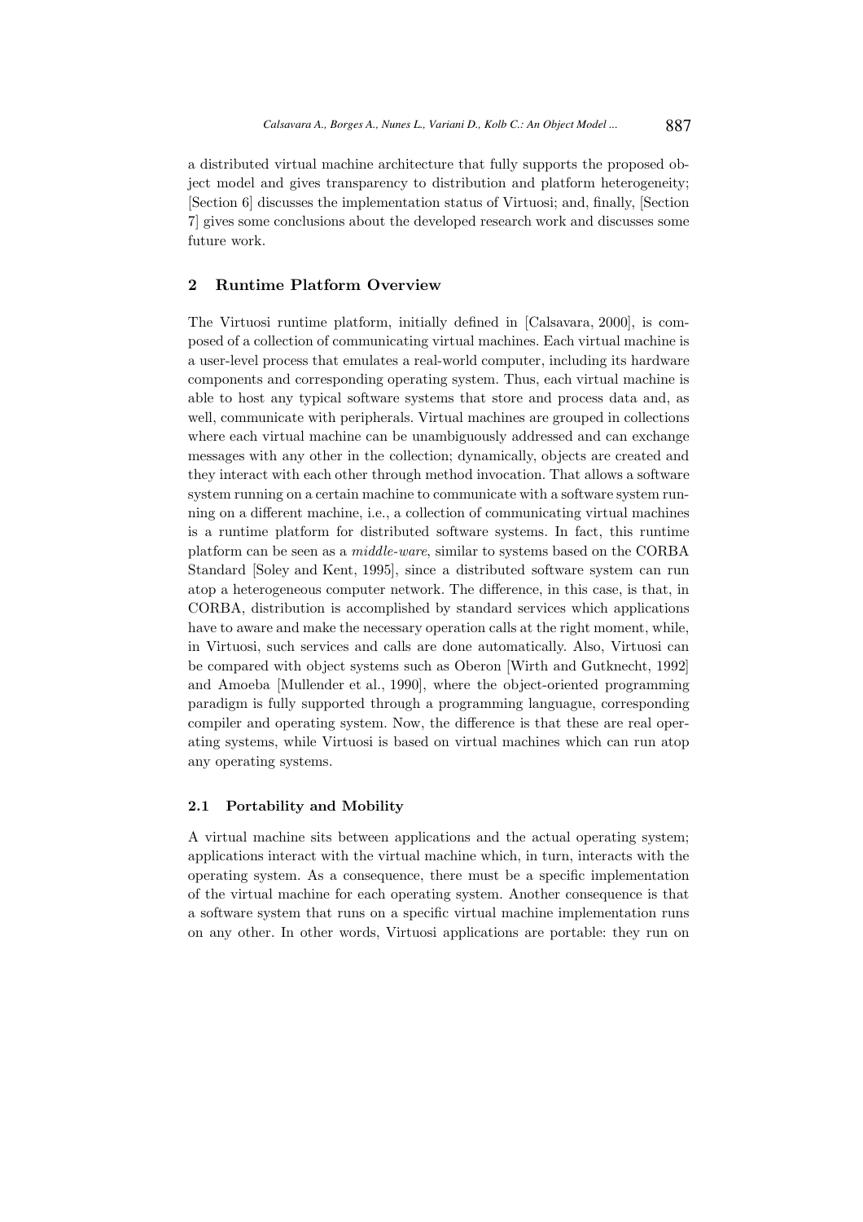a distributed virtual machine architecture that fully supports the proposed object model and gives transparency to distribution and platform heterogeneity; [Section 6] discusses the implementation status of Virtuosi; and, finally, [Section 7] gives some conclusions about the developed research work and discusses some future work.

## 2 Runtime Platform Overview

The Virtuosi runtime platform, initially defined in [Calsavara, 2000], is composed of a collection of communicating virtual machines. Each virtual machine is a user-level process that emulates a real-world computer, including its hardware components and corresponding operating system. Thus, each virtual machine is able to host any typical software systems that store and process data and, as well, communicate with peripherals. Virtual machines are grouped in collections where each virtual machine can be unambiguously addressed and can exchange messages with any other in the collection; dynamically, objects are created and they interact with each other through method invocation. That allows a software system running on a certain machine to communicate with a software system running on a different machine, i.e., a collection of communicating virtual machines is a runtime platform for distributed software systems. In fact, this runtime platform can be seen as a *middle-ware*, similar to systems based on the CORBA Standard [Soley and Kent, 1995], since a distributed software system can run atop a heterogeneous computer network. The difference, in this case, is that, in CORBA, distribution is accomplished by standard services which applications have to aware and make the necessary operation calls at the right moment, while, in Virtuosi, such services and calls are done automatically. Also, Virtuosi can be compared with object systems such as Oberon [Wirth and Gutknecht, 1992] and Amoeba [Mullender et al., 1990], where the object-oriented programming paradigm is fully supported through a programming languague, corresponding compiler and operating system. Now, the difference is that these are real operating systems, while Virtuosi is based on virtual machines which can run atop any operating systems.

### 2.1 Portability and Mobility

A virtual machine sits between applications and the actual operating system; applications interact with the virtual machine which, in turn, interacts with the operating system. As a consequence, there must be a specific implementation of the virtual machine for each operating system. Another consequence is that a software system that runs on a specific virtual machine implementation runs on any other. In other words, Virtuosi applications are portable: they run on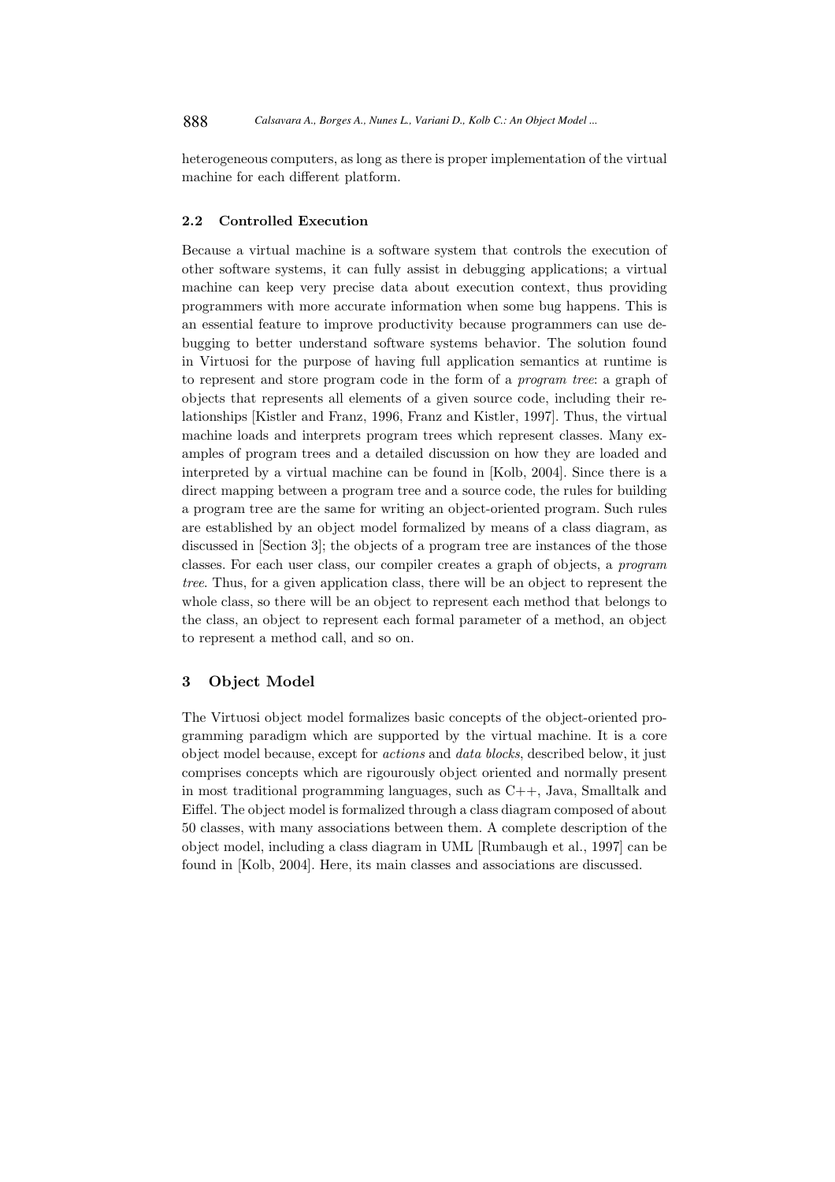heterogeneous computers, as long as there is proper implementation of the virtual machine for each different platform.

### 2.2 Controlled Execution

Because a virtual machine is a software system that controls the execution of other software systems, it can fully assist in debugging applications; a virtual machine can keep very precise data about execution context, thus providing programmers with more accurate information when some bug happens. This is an essential feature to improve productivity because programmers can use debugging to better understand software systems behavior. The solution found in Virtuosi for the purpose of having full application semantics at runtime is to represent and store program code in the form of a *program tree*: a graph of objects that represents all elements of a given source code, including their relationships [Kistler and Franz, 1996, Franz and Kistler, 1997]. Thus, the virtual machine loads and interprets program trees which represent classes. Many examples of program trees and a detailed discussion on how they are loaded and interpreted by a virtual machine can be found in [Kolb, 2004]. Since there is a direct mapping between a program tree and a source code, the rules for building a program tree are the same for writing an object-oriented program. Such rules are established by an object model formalized by means of a class diagram, as discussed in [Section 3]; the objects of a program tree are instances of the those classes. For each user class, our compiler creates a graph of objects, a *program tree*. Thus, for a given application class, there will be an object to represent the whole class, so there will be an object to represent each method that belongs to the class, an object to represent each formal parameter of a method, an object to represent a method call, and so on.

## 3 Object Model

The Virtuosi object model formalizes basic concepts of the object-oriented programming paradigm which are supported by the virtual machine. It is a core object model because, except for *actions* and *data blocks*, described below, it just comprises concepts which are rigourously object oriented and normally present in most traditional programming languages, such as C++, Java, Smalltalk and Eiffel. The object model is formalized through a class diagram composed of about 50 classes, with many associations between them. A complete description of the object model, including a class diagram in UML [Rumbaugh et al., 1997] can be found in [Kolb, 2004]. Here, its main classes and associations are discussed.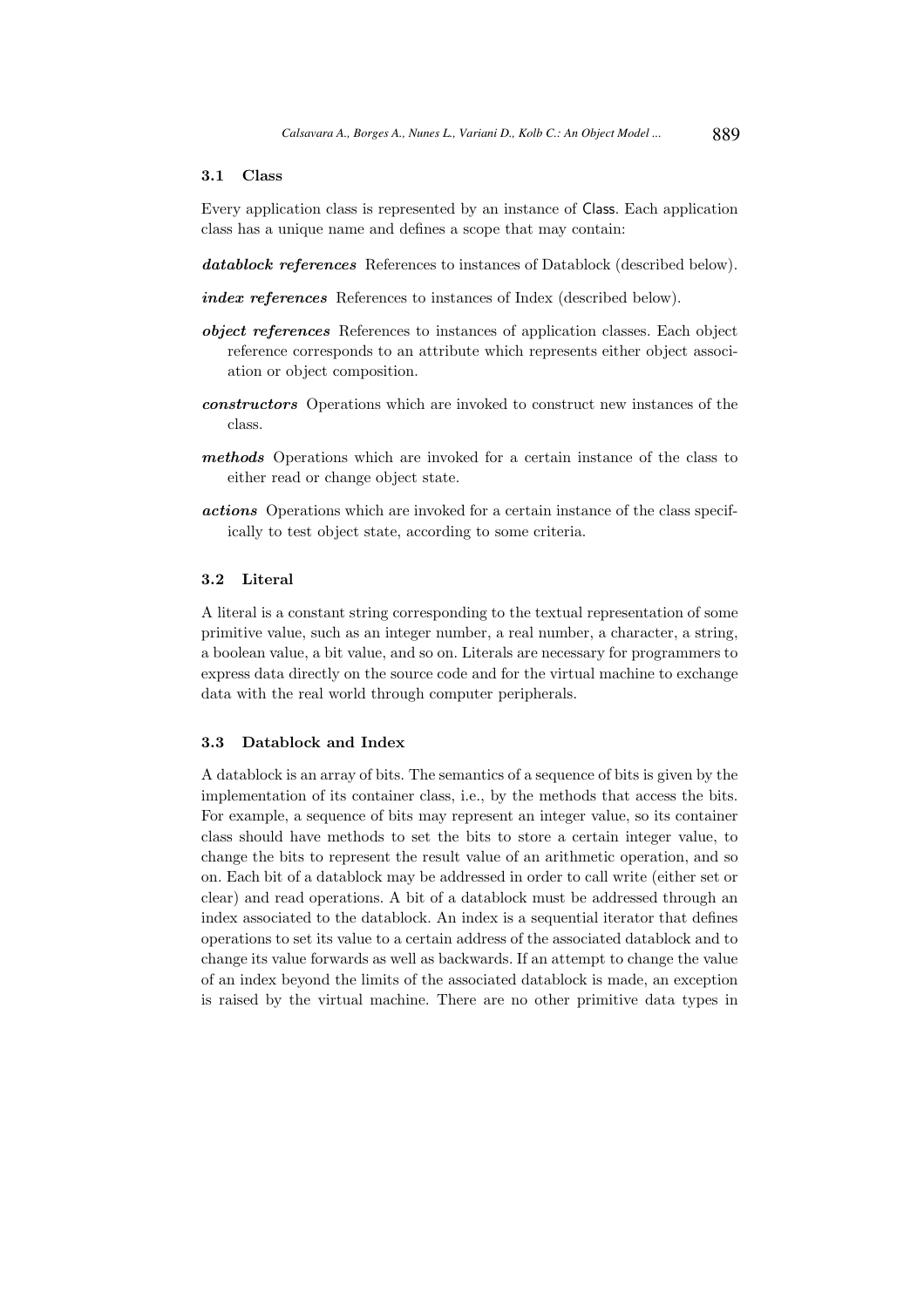### 3.1 Class

Every application class is represented by an instance of Class. Each application class has a unique name and defines a scope that may contain:

***datablock references*** References to instances of Datablock (described below).

***index references*** References to instances of Index (described below).

***object references*** References to instances of application classes. Each object reference corresponds to an attribute which represents either object association or object composition.

***constructors*** Operations which are invoked to construct new instances of the class.

***methods*** Operations which are invoked for a certain instance of the class to either read or change object state.

***actions*** Operations which are invoked for a certain instance of the class specifically to test object state, according to some criteria.

### 3.2 Literal

A literal is a constant string corresponding to the textual representation of some primitive value, such as an integer number, a real number, a character, a string, a boolean value, a bit value, and so on. Literals are necessary for programmers to express data directly on the source code and for the virtual machine to exchange data with the real world through computer peripherals.

### 3.3 Datablock and Index

A datablock is an array of bits. The semantics of a sequence of bits is given by the implementation of its container class, i.e., by the methods that access the bits. For example, a sequence of bits may represent an integer value, so its container class should have methods to set the bits to store a certain integer value, to change the bits to represent the result value of an arithmetic operation, and so on. Each bit of a datablock may be addressed in order to call write (either set or clear) and read operations. A bit of a datablock must be addressed through an index associated to the datablock. An index is a sequential iterator that defines operations to set its value to a certain address of the associated datablock and to change its value forwards as well as backwards. If an attempt to change the value of an index beyond the limits of the associated datablock is made, an exception is raised by the virtual machine. There are no other primitive data types in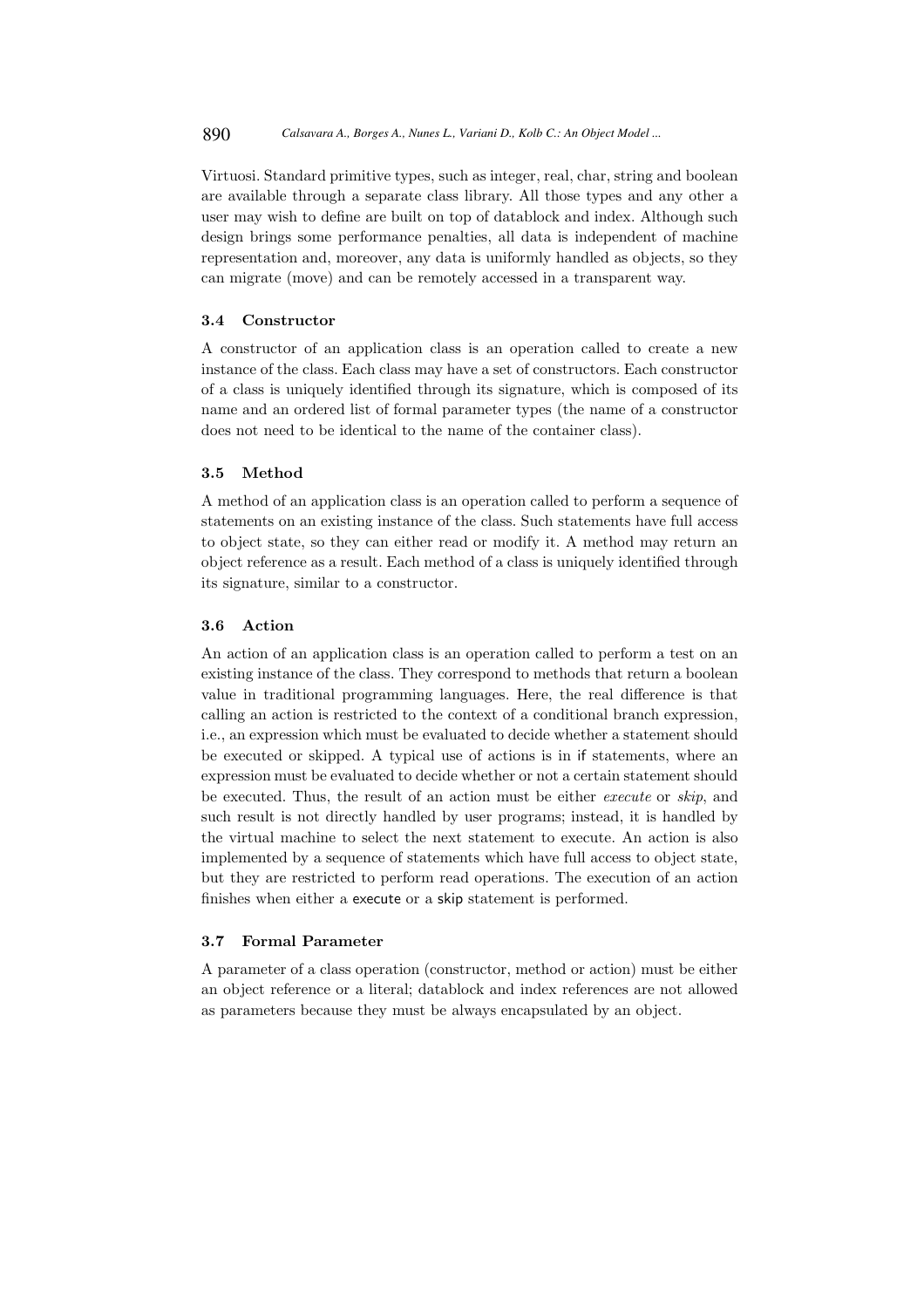Virtuosi. Standard primitive types, such as integer, real, char, string and boolean are available through a separate class library. All those types and any other a user may wish to define are built on top of datablock and index. Although such design brings some performance penalties, all data is independent of machine representation and, moreover, any data is uniformly handled as objects, so they can migrate (move) and can be remotely accessed in a transparent way.

### 3.4 Constructor

A constructor of an application class is an operation called to create a new instance of the class. Each class may have a set of constructors. Each constructor of a class is uniquely identified through its signature, which is composed of its name and an ordered list of formal parameter types (the name of a constructor does not need to be identical to the name of the container class).

### 3.5 Method

A method of an application class is an operation called to perform a sequence of statements on an existing instance of the class. Such statements have full access to object state, so they can either read or modify it. A method may return an object reference as a result. Each method of a class is uniquely identified through its signature, similar to a constructor.

### 3.6 Action

An action of an application class is an operation called to perform a test on an existing instance of the class. They correspond to methods that return a boolean value in traditional programming languages. Here, the real difference is that calling an action is restricted to the context of a conditional branch expression, i.e., an expression which must be evaluated to decide whether a statement should be executed or skipped. A typical use of actions is in `if` statements, where an expression must be evaluated to decide whether or not a certain statement should be executed. Thus, the result of an action must be either *execute* or *skip*, and such result is not directly handled by user programs; instead, it is handled by the virtual machine to select the next statement to execute. An action is also implemented by a sequence of statements which have full access to object state, but they are restricted to perform read operations. The execution of an action finishes when either a `execute` or a `skip` statement is performed.

### 3.7 Formal Parameter

A parameter of a class operation (constructor, method or action) must be either an object reference or a literal; datablock and index references are not allowed as parameters because they must be always encapsulated by an object.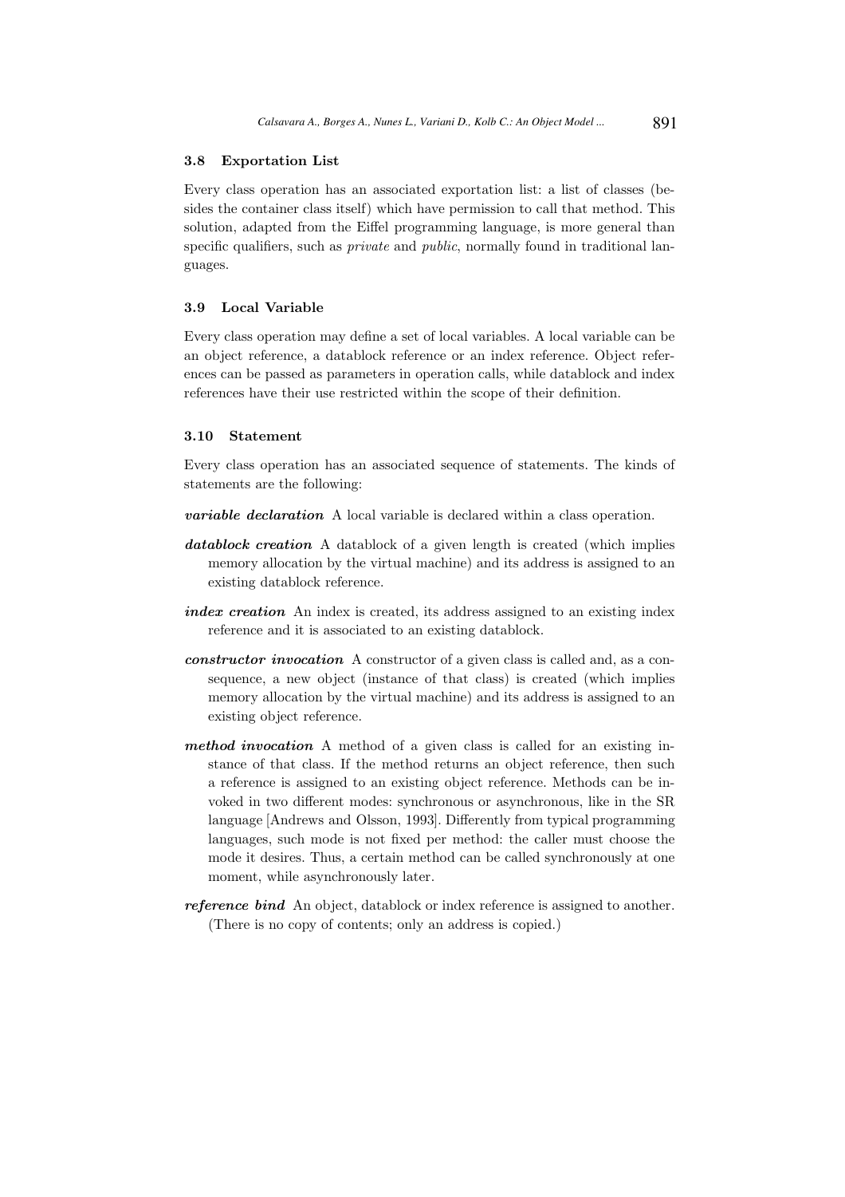### 3.8 Exportation List

Every class operation has an associated exportation list: a list of classes (besides the container class itself) which have permission to call that method. This solution, adapted from the Eiffel programming language, is more general than specific qualifiers, such as *private* and *public*, normally found in traditional languages.

### 3.9 Local Variable

Every class operation may define a set of local variables. A local variable can be an object reference, a datablock reference or an index reference. Object references can be passed as parameters in operation calls, while datablock and index references have their use restricted within the scope of their definition.

### 3.10 Statement

Every class operation has an associated sequence of statements. The kinds of statements are the following:

***variable declaration*** A local variable is declared within a class operation.

***datablock creation*** A datablock of a given length is created (which implies memory allocation by the virtual machine) and its address is assigned to an existing datablock reference.

***index creation*** An index is created, its address assigned to an existing index reference and it is associated to an existing datablock.

***constructor invocation*** A constructor of a given class is called and, as a consequence, a new object (instance of that class) is created (which implies memory allocation by the virtual machine) and its address is assigned to an existing object reference.

***method invocation*** A method of a given class is called for an existing instance of that class. If the method returns an object reference, then such a reference is assigned to an existing object reference. Methods can be invoked in two different modes: synchronous or asynchronous, like in the SR language [Andrews and Olsson, 1993]. Differently from typical programming languages, such mode is not fixed per method: the caller must choose the mode it desires. Thus, a certain method can be called synchronously at one moment, while asynchronously later.

***reference bind*** An object, datablock or index reference is assigned to another. (There is no copy of contents; only an address is copied.)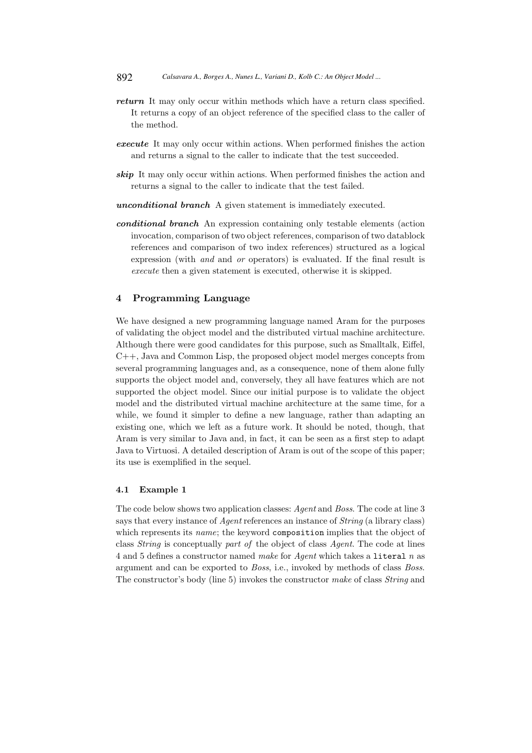***return*** It may only occur within methods which have a return class specified. It returns a copy of an object reference of the specified class to the caller of the method.

***execute*** It may only occur within actions. When performed finishes the action and returns a signal to the caller to indicate that the test succeeded.

***skip*** It may only occur within actions. When performed finishes the action and returns a signal to the caller to indicate that the test failed.

***unconditional branch*** A given statement is immediately executed.

***conditional branch*** An expression containing only testable elements (action invocation, comparison of two object references, comparison of two datablock references and comparison of two index references) structured as a logical expression (with *and* and *or* operators) is evaluated. If the final result is *execute* then a given statement is executed, otherwise it is skipped.

## 4 Programming Language

We have designed a new programming language named Aram for the purposes of validating the object model and the distributed virtual machine architecture. Although there were good candidates for this purpose, such as Smalltalk, Eiffel, C++, Java and Common Lisp, the proposed object model merges concepts from several programming languages and, as a consequence, none of them alone fully supports the object model and, conversely, they all have features which are not supported the object model. Since our initial purpose is to validate the object model and the distributed virtual machine architecture at the same time, for a while, we found it simpler to define a new language, rather than adapting an existing one, which we left as a future work. It should be noted, though, that Aram is very similar to Java and, in fact, it can be seen as a first step to adapt Java to Virtuosi. A detailed description of Aram is out of the scope of this paper; its use is exemplified in the sequel.

### 4.1 Example 1

The code below shows two application classes: *Agent* and *Boss*. The code at line 3 says that every instance of *Agent* references an instance of *String* (a library class) which represents its *name*; the keyword `composition` implies that the object of class *String* is conceptually *part of* the object of class *Agent*. The code at lines 4 and 5 defines a constructor named *make* for *Agent* which takes a `literal` *n* as argument and can be exported to *Boss*, i.e., invoked by methods of class *Boss*. The constructor's body (line 5) invokes the constructor *make* of class *String* and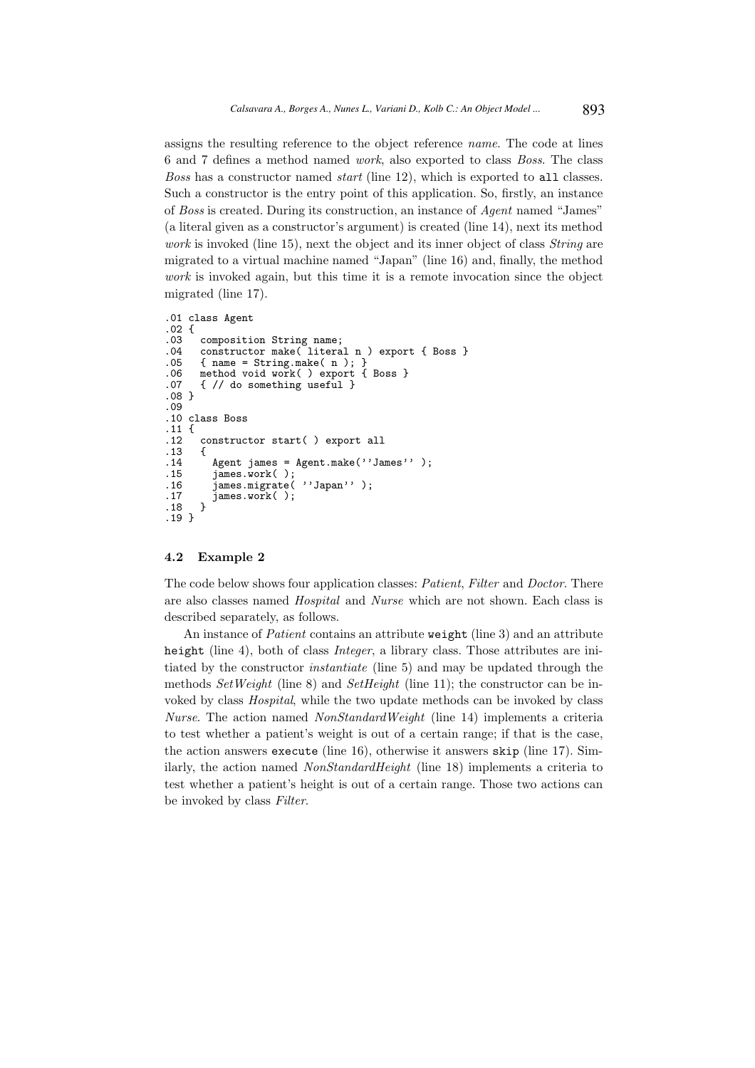assigns the resulting reference to the object reference *name*. The code at lines 6 and 7 defines a method named *work*, also exported to class *Boss*. The class *Boss* has a constructor named *start* (line 12), which is exported to `all` classes. Such a constructor is the entry point of this application. So, firstly, an instance of *Boss* is created. During its construction, an instance of *Agent* named "James" (a literal given as a constructor's argument) is created (line 14), next its method *work* is invoked (line 15), next the object and its inner object of class *String* are migrated to a virtual machine named "Japan" (line 16) and, finally, the method *work* is invoked again, but this time it is a remote invocation since the object migrated (line 17).

```
.01 class Agent
.02 {
.03   composition String name;
.04   constructor make( literal n ) export { Boss }
.05   { name = String.make( n ); }
.06   method void work( ) export { Boss }
.07   { // do something useful }
.08 }
.09
.10 class Boss
.11 {
.12   constructor start( ) export all
.13   {
.14     Agent james = Agent.make(''James'' );
.15     james.work( );
.16     james.migrate( ''Japan'' );
.17     james.work( );
.18   }
.19 }
```

### 4.2 Example 2

The code below shows four application classes: *Patient*, *Filter* and *Doctor*. There are also classes named *Hospital* and *Nurse* which are not shown. Each class is described separately, as follows.

An instance of *Patient* contains an attribute `weight` (line 3) and an attribute `height` (line 4), both of class *Integer*, a library class. Those attributes are initiated by the constructor *instantiate* (line 5) and may be updated through the methods *SetWeight* (line 8) and *SetHeight* (line 11); the constructor can be invoked by class *Hospital*, while the two update methods can be invoked by class *Nurse*. The action named *NonStandardWeight* (line 14) implements a criteria to test whether a patient's weight is out of a certain range; if that is the case, the action answers `execute` (line 16), otherwise it answers `skip` (line 17). Similarly, the action named *NonStandardHeight* (line 18) implements a criteria to test whether a patient's height is out of a certain range. Those two actions can be invoked by class *Filter*.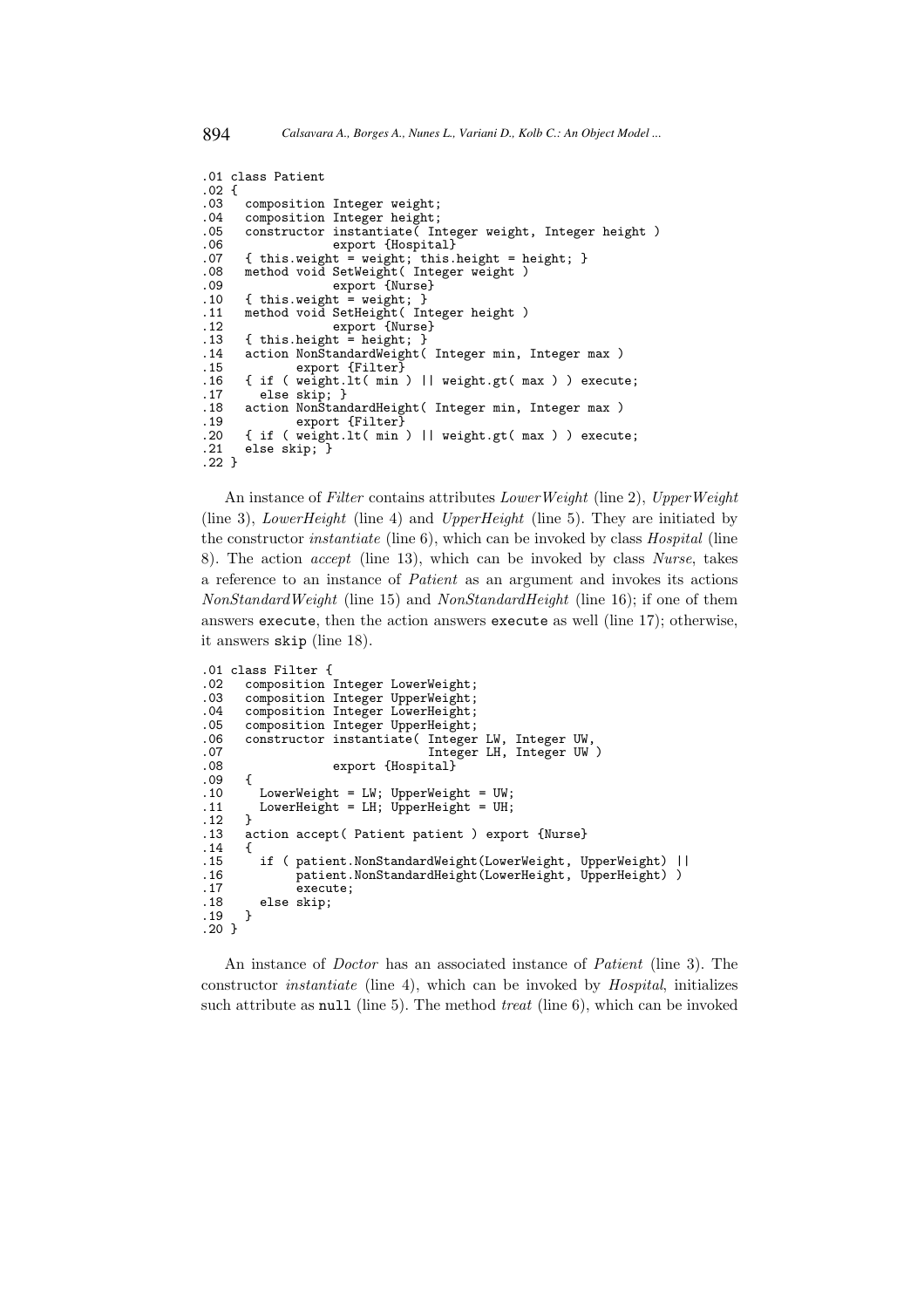```
.01 class Patient
.02 {
.03   composition Integer weight;
.04   composition Integer height;
.05   constructor instantiate( Integer weight, Integer height )
.06               export {Hospital}
.07   { this.weight = weight; this.height = height; }
.08   method void SetWeight( Integer weight )
.09               export {Nurse}
.10   { this.weight = weight; }
.11   method void SetHeight( Integer height )
.12               export {Nurse}
.13   { this.height = height; }
.14   action NonStandardWeight( Integer min, Integer max )
.15          export {Filter}
.16   { if ( weight.lt( min ) || weight.gt( max ) ) execute;
.17     else skip; }
.18   action NonStandardHeight( Integer min, Integer max )
.19          export {Filter}
.20   { if ( weight.lt( min ) || weight.gt( max ) ) execute;
.21   else skip; }
.22 }
```

An instance of *Filter* contains attributes *LowerWeight* (line 2), *UpperWeight* (line 3), *LowerHeight* (line 4) and *UpperHeight* (line 5). They are initiated by the constructor *instantiate* (line 6), which can be invoked by class *Hospital* (line 8). The action *accept* (line 13), which can be invoked by class *Nurse*, takes a reference to an instance of *Patient* as an argument and invokes its actions *NonStandardWeight* (line 15) and *NonStandardHeight* (line 16); if one of them answers `execute`, then the action answers `execute` as well (line 17); otherwise, it answers `skip` (line 18).

```
.01 class Filter {
.02   composition Integer LowerWeight;
.03   composition Integer UpperWeight;
.04   composition Integer LowerHeight;
.05   composition Integer UpperHeight;
.06   constructor instantiate( Integer LW, Integer UW,
.07                            Integer LH, Integer UW )
.08               export {Hospital}
.09   {
.10     LowerWeight = LW; UpperWeight = UW;
.11     LowerHeight = LH; UpperHeight = UH;
.12   }
.13   action accept( Patient patient ) export {Nurse}
.14   {
.15     if ( patient.NonStandardWeight(LowerWeight, UpperWeight) ||
.16          patient.NonStandardHeight(LowerHeight, UpperHeight) )
.17          execute;
.18     else skip;
.19   }
.20 }
```

An instance of *Doctor* has an associated instance of *Patient* (line 3). The constructor *instantiate* (line 4), which can be invoked by *Hospital*, initializes such attribute as `null` (line 5). The method *treat* (line 6), which can be invoked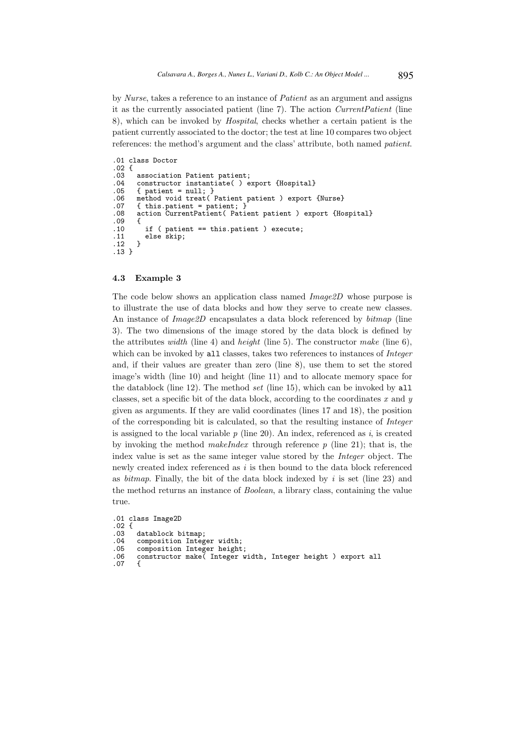by *Nurse*, takes a reference to an instance of *Patient* as an argument and assigns it as the currently associated patient (line 7). The action *CurrentPatient* (line 8), which can be invoked by *Hospital*, checks whether a certain patient is the patient currently associated to the doctor; the test at line 10 compares two object references: the method's argument and the class' attribute, both named *patient*.

```
.01 class Doctor
.02 {
.03   association Patient patient;
.04   constructor instantiate( ) export {Hospital}
.05   { patient = null; }
.06   method void treat( Patient patient ) export {Nurse}
.07   { this.patient = patient; }
.08   action CurrentPatient( Patient patient ) export {Hospital}
.09   {
.10     if ( patient == this.patient ) execute;
.11     else skip;
.12   }
.13 }
```

### 4.3 Example 3

The code below shows an application class named *Image2D* whose purpose is to illustrate the use of data blocks and how they serve to create new classes. An instance of *Image2D* encapsulates a data block referenced by *bitmap* (line 3). The two dimensions of the image stored by the data block is defined by the attributes *width* (line 4) and *height* (line 5). The constructor *make* (line 6), which can be invoked by `all` classes, takes two references to instances of *Integer* and, if their values are greater than zero (line 8), use them to set the stored image's width (line 10) and height (line 11) and to allocate memory space for the datablock (line 12). The method *set* (line 15), which can be invoked by `all` classes, set a specific bit of the data block, according to the coordinates $x$ and $y$ given as arguments. If they are valid coordinates (lines 17 and 18), the position of the corresponding bit is calculated, so that the resulting instance of *Integer* is assigned to the local variable $p$ (line 20). An index, referenced as $i$, is created by invoking the method *makeIndex* through reference $p$ (line 21); that is, the index value is set as the same integer value stored by the *Integer* object. The newly created index referenced as $i$ is then bound to the data block referenced as *bitmap*. Finally, the bit of the data block indexed by $i$ is set (line 23) and the method returns an instance of *Boolean*, a library class, containing the value true.

```
.01 class Image2D
.02 {
.03   datablock bitmap;
.04   composition Integer width;
.05   composition Integer height;
.06   constructor make( Integer width, Integer height ) export all
.07   {
```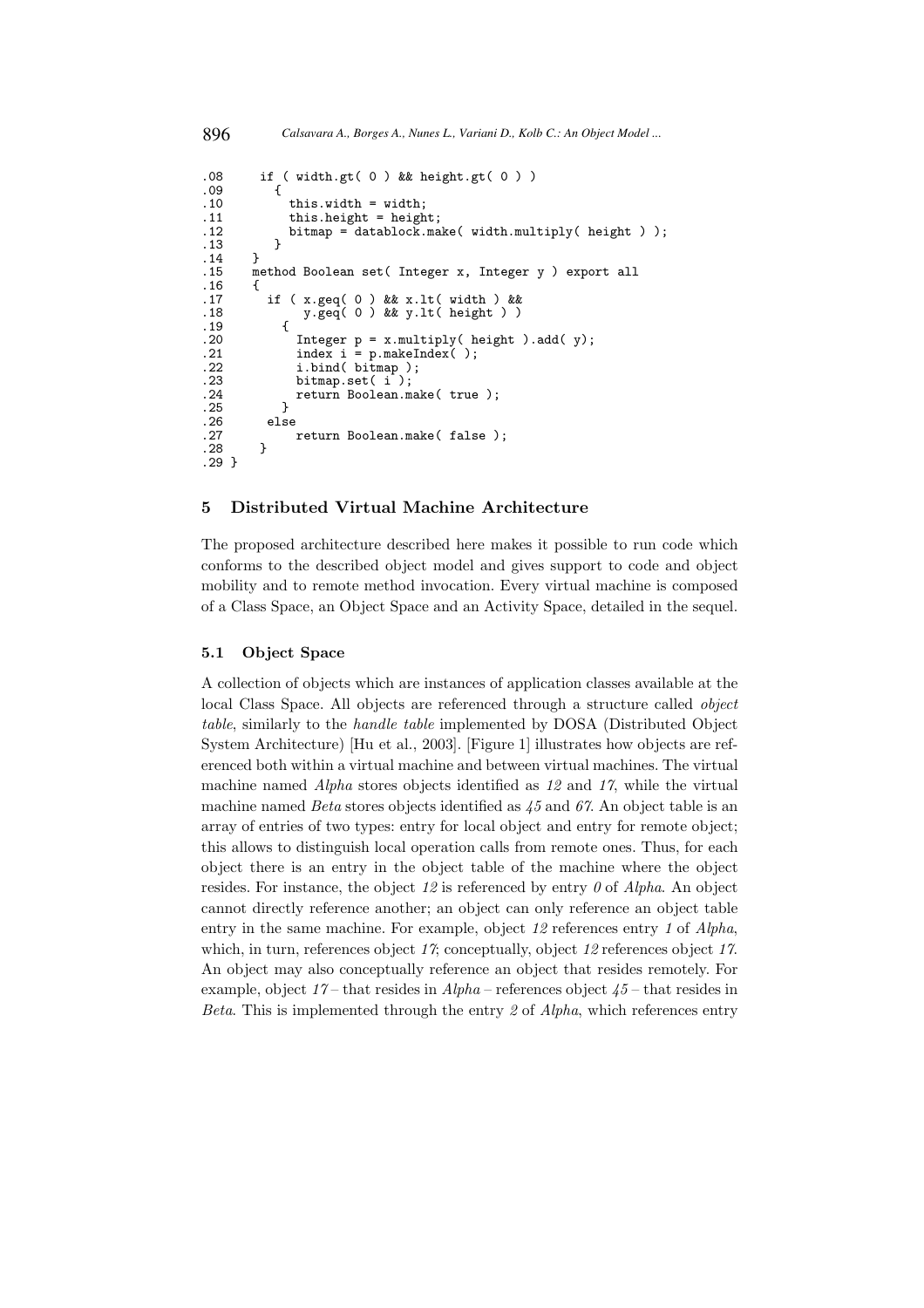```
.08     if ( width.gt( 0 ) && height.gt( 0 ) )
.09       {
.10         this.width = width;
.11         this.height = height;
.12         bitmap = datablock.make( width.multiply( height ) );
.13       }
.14    }
.15    method Boolean set( Integer x, Integer y ) export all
.16    {
.17      if ( x.geq( 0 ) && x.lt( width ) &&
.18           y.geq( 0 ) && y.lt( height ) )
.19        {
.20          Integer p = x.multiply( height ).add( y);
.21          index i = p.makeIndex( );
.22          i.bind( bitmap );
.23          bitmap.set( i );
.24          return Boolean.make( true );
.25        }
.26      else
.27          return Boolean.make( false );
.28    }
.29 }
```

## 5 Distributed Virtual Machine Architecture

The proposed architecture described here makes it possible to run code which conforms to the described object model and gives support to code and object mobility and to remote method invocation. Every virtual machine is composed of a Class Space, an Object Space and an Activity Space, detailed in the sequel.

### 5.1 Object Space

A collection of objects which are instances of application classes available at the local Class Space. All objects are referenced through a structure called *object table*, similarly to the *handle table* implemented by DOSA (Distributed Object System Architecture) [Hu et al., 2003]. [Figure 1] illustrates how objects are referenced both within a virtual machine and between virtual machines. The virtual machine named *Alpha* stores objects identified as *12* and *17*, while the virtual machine named *Beta* stores objects identified as *45* and *67*. An object table is an array of entries of two types: entry for local object and entry for remote object; this allows to distinguish local operation calls from remote ones. Thus, for each object there is an entry in the object table of the machine where the object resides. For instance, the object *12* is referenced by entry *0* of *Alpha*. An object cannot directly reference another; an object can only reference an object table entry in the same machine. For example, object *12* references entry *1* of *Alpha*, which, in turn, references object *17*; conceptually, object *12* references object *17*. An object may also conceptually reference an object that resides remotely. For example, object *17* – that resides in *Alpha* – references object *45* – that resides in *Beta*. This is implemented through the entry *2* of *Alpha*, which references entry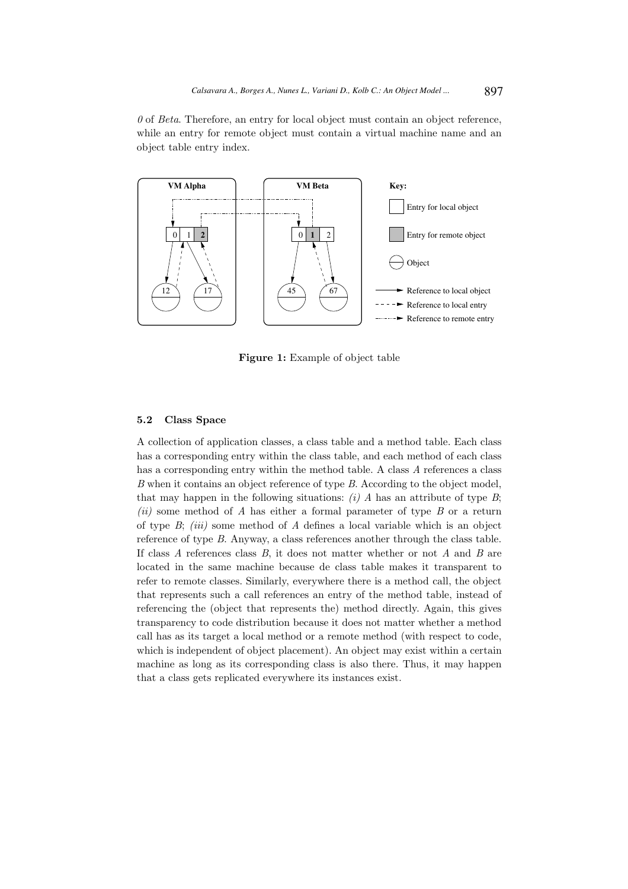*0* of *Beta*. Therefore, an entry for local object must contain an object reference, while an entry for remote object must contain a virtual machine name and an object table entry index.

**Figure 1:** Example of object table

### 5.2 Class Space

A collection of application classes, a class table and a method table. Each class has a corresponding entry within the class table, and each method of each class has a corresponding entry within the method table. A class *A* references a class *B* when it contains an object reference of type *B*. According to the object model, that may happen in the following situations: *(i)* *A* has an attribute of type *B*; *(ii)* some method of *A* has either a formal parameter of type *B* or a return of type *B*; *(iii)* some method of *A* defines a local variable which is an object reference of type *B*. Anyway, a class references another through the class table. If class *A* references class *B*, it does not matter whether or not *A* and *B* are located in the same machine because de class table makes it transparent to refer to remote classes. Similarly, everywhere there is a method call, the object that represents such a call references an entry of the method table, instead of referencing the (object that represents the) method directly. Again, this gives transparency to code distribution because it does not matter whether a method call has as its target a local method or a remote method (with respect to code, which is independent of object placement). An object may exist within a certain machine as long as its corresponding class is also there. Thus, it may happen that a class gets replicated everywhere its instances exist.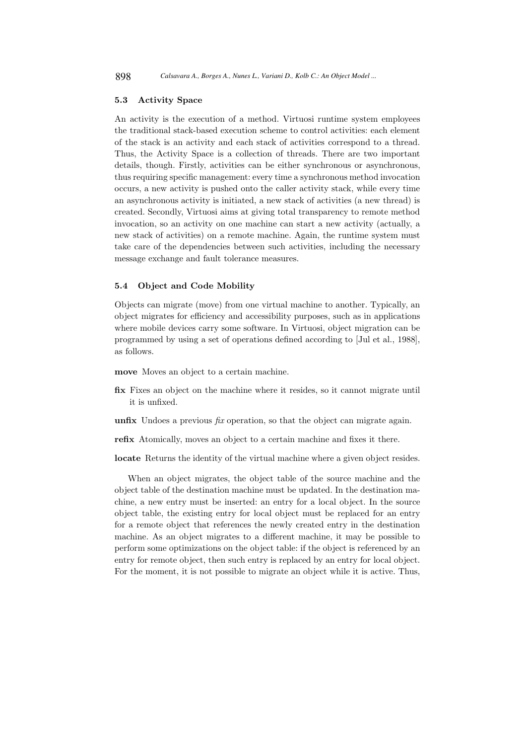### 5.3 Activity Space

An activity is the execution of a method. Virtuosi runtime system employees the traditional stack-based execution scheme to control activities: each element of the stack is an activity and each stack of activities correspond to a thread. Thus, the Activity Space is a collection of threads. There are two important details, though. Firstly, activities can be either synchronous or asynchronous, thus requiring specific management: every time a synchronous method invocation occurs, a new activity is pushed onto the caller activity stack, while every time an asynchronous activity is initiated, a new stack of activities (a new thread) is created. Secondly, Virtuosi aims at giving total transparency to remote method invocation, so an activity on one machine can start a new activity (actually, a new stack of activities) on a remote machine. Again, the runtime system must take care of the dependencies between such activities, including the necessary message exchange and fault tolerance measures.

### 5.4 Object and Code Mobility

Objects can migrate (move) from one virtual machine to another. Typically, an object migrates for efficiency and accessibility purposes, such as in applications where mobile devices carry some software. In Virtuosi, object migration can be programmed by using a set of operations defined according to [Jul et al., 1988], as follows.

**move** Moves an object to a certain machine.

**fix** Fixes an object on the machine where it resides, so it cannot migrate until it is unfixed.

**unfix** Undoes a previous *fix* operation, so that the object can migrate again.

**refix** Atomically, moves an object to a certain machine and fixes it there.

**locate** Returns the identity of the virtual machine where a given object resides.

When an object migrates, the object table of the source machine and the object table of the destination machine must be updated. In the destination machine, a new entry must be inserted: an entry for a local object. In the source object table, the existing entry for local object must be replaced for an entry for a remote object that references the newly created entry in the destination machine. As an object migrates to a different machine, it may be possible to perform some optimizations on the object table: if the object is referenced by an entry for remote object, then such entry is replaced by an entry for local object. For the moment, it is not possible to migrate an object while it is active. Thus,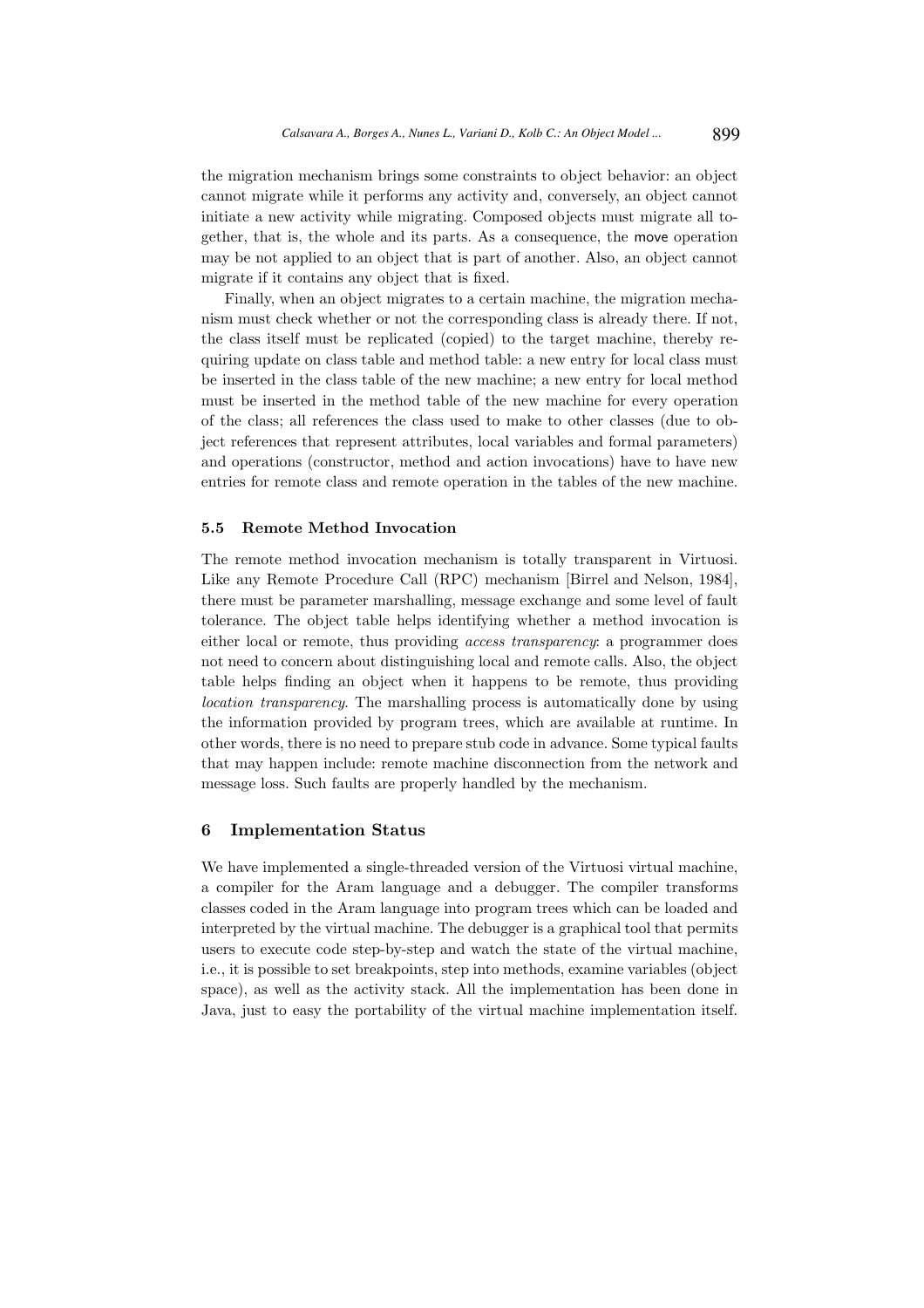the migration mechanism brings some constraints to object behavior: an object cannot migrate while it performs any activity and, conversely, an object cannot initiate a new activity while migrating. Composed objects must migrate all together, that is, the whole and its parts. As a consequence, the `move` operation may be not applied to an object that is part of another. Also, an object cannot migrate if it contains any object that is fixed.

Finally, when an object migrates to a certain machine, the migration mechanism must check whether or not the corresponding class is already there. If not, the class itself must be replicated (copied) to the target machine, thereby requiring update on class table and method table: a new entry for local class must be inserted in the class table of the new machine; a new entry for local method must be inserted in the method table of the new machine for every operation of the class; all references the class used to make to other classes (due to object references that represent attributes, local variables and formal parameters) and operations (constructor, method and action invocations) have to have new entries for remote class and remote operation in the tables of the new machine.

### 5.5 Remote Method Invocation

The remote method invocation mechanism is totally transparent in Virtuosi. Like any Remote Procedure Call (RPC) mechanism [Birrel and Nelson, 1984], there must be parameter marshalling, message exchange and some level of fault tolerance. The object table helps identifying whether a method invocation is either local or remote, thus providing *access transparency*: a programmer does not need to concern about distinguishing local and remote calls. Also, the object table helps finding an object when it happens to be remote, thus providing *location transparency*. The marshalling process is automatically done by using the information provided by program trees, which are available at runtime. In other words, there is no need to prepare stub code in advance. Some typical faults that may happen include: remote machine disconnection from the network and message loss. Such faults are properly handled by the mechanism.

## 6 Implementation Status

We have implemented a single-threaded version of the Virtuosi virtual machine, a compiler for the Aram language and a debugger. The compiler transforms classes coded in the Aram language into program trees which can be loaded and interpreted by the virtual machine. The debugger is a graphical tool that permits users to execute code step-by-step and watch the state of the virtual machine, i.e., it is possible to set breakpoints, step into methods, examine variables (object space), as well as the activity stack. All the implementation has been done in Java, just to easy the portability of the virtual machine implementation itself.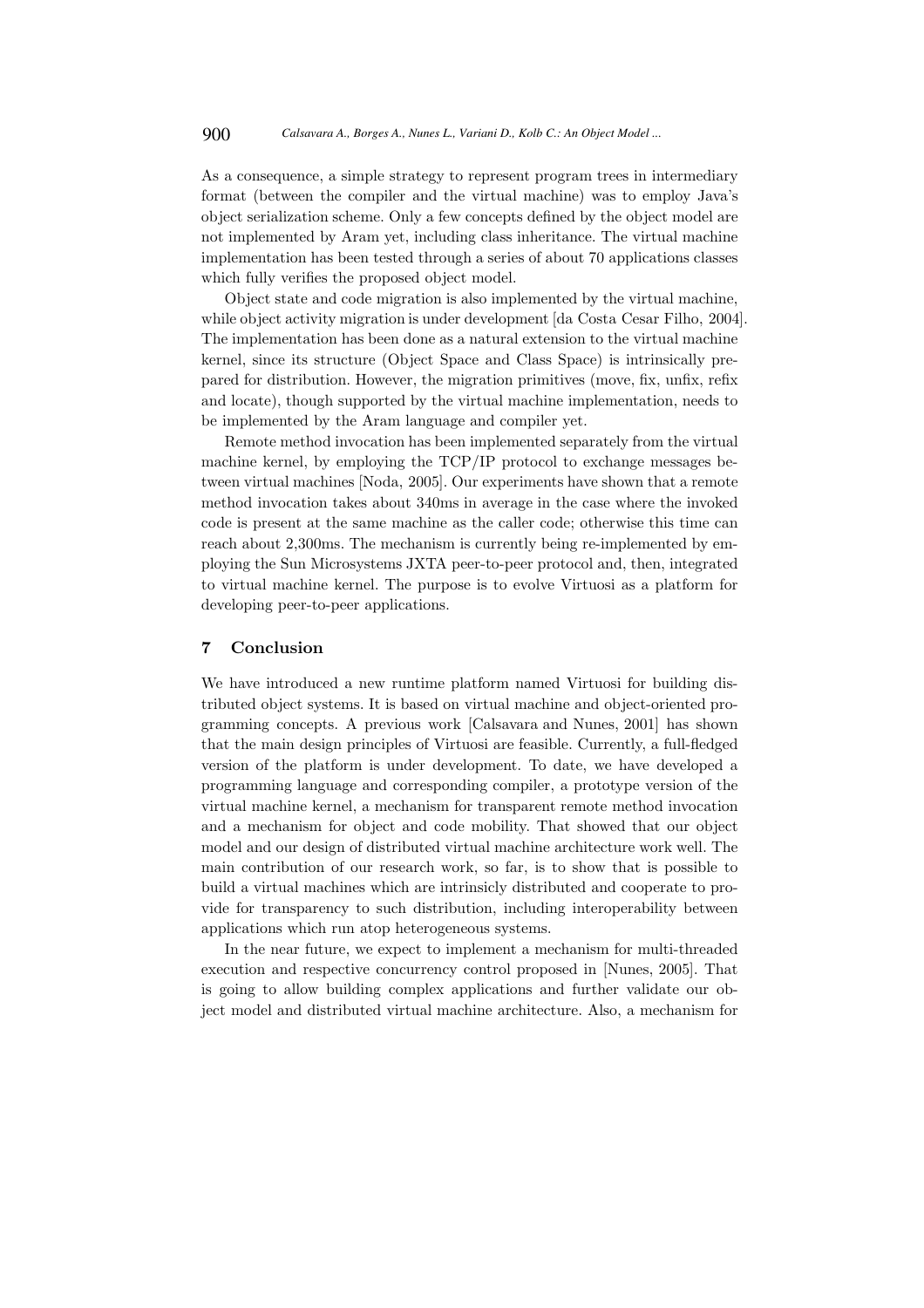As a consequence, a simple strategy to represent program trees in intermediary format (between the compiler and the virtual machine) was to employ Java's object serialization scheme. Only a few concepts defined by the object model are not implemented by Aram yet, including class inheritance. The virtual machine implementation has been tested through a series of about 70 applications classes which fully verifies the proposed object model.

Object state and code migration is also implemented by the virtual machine, while object activity migration is under development [da Costa Cesar Filho, 2004]. The implementation has been done as a natural extension to the virtual machine kernel, since its structure (Object Space and Class Space) is intrinsically prepared for distribution. However, the migration primitives (move, fix, unfix, refix and locate), though supported by the virtual machine implementation, needs to be implemented by the Aram language and compiler yet.

Remote method invocation has been implemented separately from the virtual machine kernel, by employing the TCP/IP protocol to exchange messages between virtual machines [Noda, 2005]. Our experiments have shown that a remote method invocation takes about 340ms in average in the case where the invoked code is present at the same machine as the caller code; otherwise this time can reach about 2,300ms. The mechanism is currently being re-implemented by employing the Sun Microsystems JXTA peer-to-peer protocol and, then, integrated to virtual machine kernel. The purpose is to evolve Virtuosi as a platform for developing peer-to-peer applications.

## 7 Conclusion

We have introduced a new runtime platform named Virtuosi for building distributed object systems. It is based on virtual machine and object-oriented programming concepts. A previous work [Calsavara and Nunes, 2001] has shown that the main design principles of Virtuosi are feasible. Currently, a full-fledged version of the platform is under development. To date, we have developed a programming language and corresponding compiler, a prototype version of the virtual machine kernel, a mechanism for transparent remote method invocation and a mechanism for object and code mobility. That showed that our object model and our design of distributed virtual machine architecture work well. The main contribution of our research work, so far, is to show that is possible to build a virtual machines which are intrinsicly distributed and cooperate to provide for transparency to such distribution, including interoperability between applications which run atop heterogeneous systems.

In the near future, we expect to implement a mechanism for multi-threaded execution and respective concurrency control proposed in [Nunes, 2005]. That is going to allow building complex applications and further validate our object model and distributed virtual machine architecture. Also, a mechanism for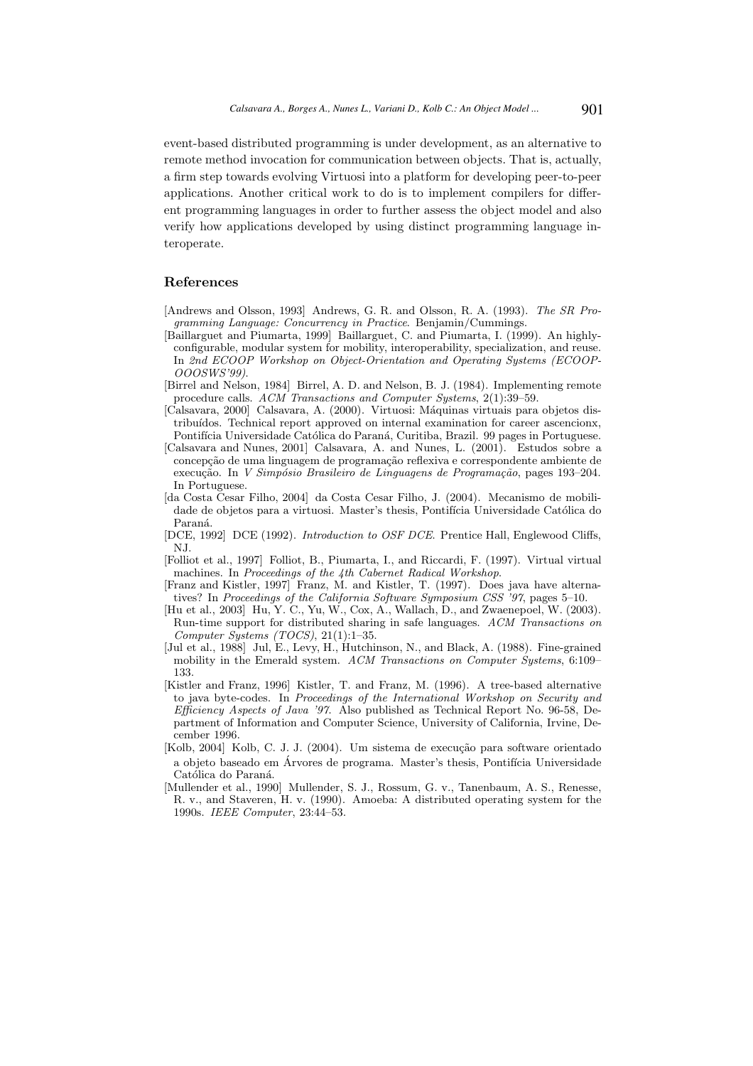event-based distributed programming is under development, as an alternative to remote method invocation for communication between objects. That is, actually, a firm step towards evolving Virtuosi into a platform for developing peer-to-peer applications. Another critical work to do is to implement compilers for different programming languages in order to further assess the object model and also verify how applications developed by using distinct programming language interoperate.

## References

[Andrews and Olsson, 1993] Andrews, G. R. and Olsson, R. A. (1993). *The SR Programming Language: Concurrency in Practice*. Benjamin/Cummings.

[Baillarguet and Piumarta, 1999] Baillarguet, C. and Piumarta, I. (1999). An highly-configurable, modular system for mobility, interoperability, specialization, and reuse. In *2nd ECOOP Workshop on Object-Orientation and Operating Systems (ECOOP-OOOSWS'99)*.

[Birrel and Nelson, 1984] Birrel, A. D. and Nelson, B. J. (1984). Implementing remote procedure calls. *ACM Transactions and Computer Systems*, 2(1):39–59.

[Calsavara, 2000] Calsavara, A. (2000). Virtuosi: Máquinas virtuais para objetos distribuídos. Technical report approved on internal examination for career ascencionx, Pontifícia Universidade Católica do Paraná, Curitiba, Brazil. 99 pages in Portuguese.

[Calsavara and Nunes, 2001] Calsavara, A. and Nunes, L. (2001). Estudos sobre a concepção de uma linguagem de programação reflexiva e correspondente ambiente de execução. In *V Simpósio Brasileiro de Linguagens de Programação*, pages 193–204. In Portuguese.

[da Costa Cesar Filho, 2004] da Costa Cesar Filho, J. (2004). Mecanismo de mobilidade de objetos para a virtuosi. Master's thesis, Pontifícia Universidade Católica do Paraná.

[DCE, 1992] DCE (1992). *Introduction to OSF DCE*. Prentice Hall, Englewood Cliffs, NJ.

[Folliot et al., 1997] Folliot, B., Piumarta, I., and Riccardi, F. (1997). Virtual virtual machines. In *Proceedings of the 4th Cabernet Radical Workshop*.

[Franz and Kistler, 1997] Franz, M. and Kistler, T. (1997). Does java have alternatives? In *Proceedings of the California Software Symposium CSS '97*, pages 5–10.

[Hu et al., 2003] Hu, Y. C., Yu, W., Cox, A., Wallach, D., and Zwaenepoel, W. (2003). Run-time support for distributed sharing in safe languages. *ACM Transactions on Computer Systems (TOCS)*, 21(1):1–35.

[Jul et al., 1988] Jul, E., Levy, H., Hutchinson, N., and Black, A. (1988). Fine-grained mobility in the Emerald system. *ACM Transactions on Computer Systems*, 6:109–133.

[Kistler and Franz, 1996] Kistler, T. and Franz, M. (1996). A tree-based alternative to java byte-codes. In *Proceedings of the International Workshop on Security and Efficiency Aspects of Java '97*. Also published as Technical Report No. 96-58, Department of Information and Computer Science, University of California, Irvine, December 1996.

[Kolb, 2004] Kolb, C. J. J. (2004). Um sistema de execução para software orientado a objeto baseado em Árvores de programa. Master's thesis, Pontifícia Universidade Católica do Paraná.

[Mullender et al., 1990] Mullender, S. J., Rossum, G. v., Tanenbaum, A. S., Renesse, R. v., and Staveren, H. v. (1990). Amoeba: A distributed operating system for the 1990s. *IEEE Computer*, 23:44–53.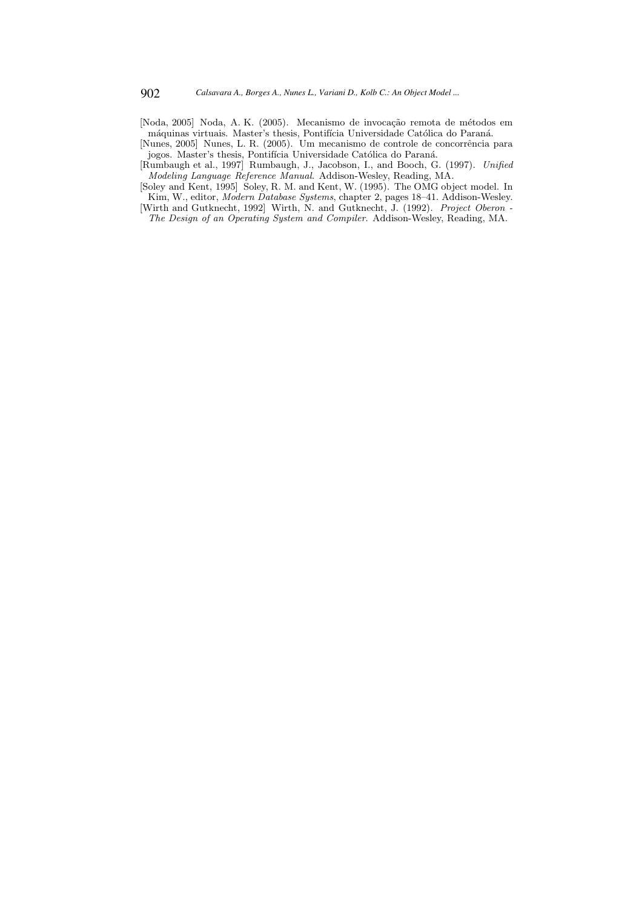[Noda, 2005] Noda, A. K. (2005). Mecanismo de invocação remota de métodos em máquinas virtuais. Master's thesis, Pontifícia Universidade Católica do Paraná.

[Nunes, 2005] Nunes, L. R. (2005). Um mecanismo de controle de concorrência para jogos. Master's thesis, Pontifícia Universidade Católica do Paraná.

[Rumbaugh et al., 1997] Rumbaugh, J., Jacobson, I., and Booch, G. (1997). *Unified Modeling Language Reference Manual*. Addison-Wesley, Reading, MA.

[Soley and Kent, 1995] Soley, R. M. and Kent, W. (1995). The OMG object model. In Kim, W., editor, *Modern Database Systems*, chapter 2, pages 18–41. Addison-Wesley.

[Wirth and Gutknecht, 1992] Wirth, N. and Gutknecht, J. (1992). *Project Oberon - The Design of an Operating System and Compiler*. Addison-Wesley, Reading, MA.